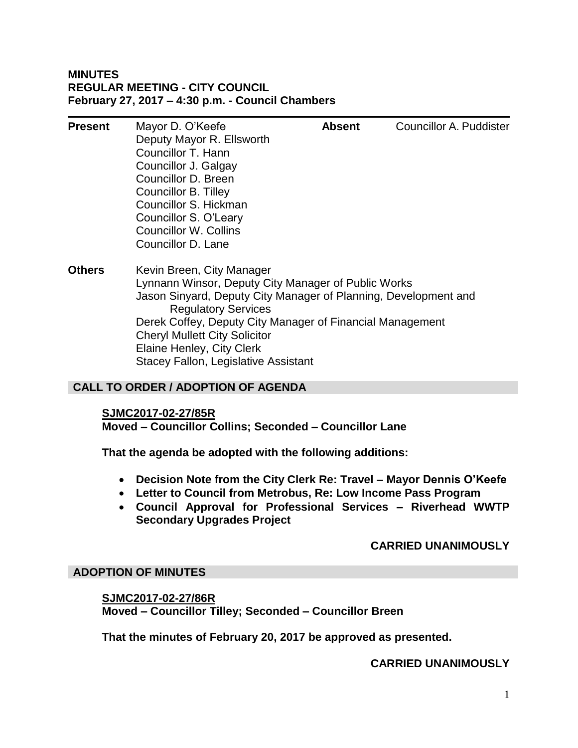**MINUTES**
**REGULAR MEETING - CITY COUNCIL**
**February 27, 2017 – 4:30 p.m. - Council Chambers**

---

| | | | |
|---|---|---|---|
| **Present** | Mayor D. O'Keefe | **Absent** | Councillor A. Puddister |
| | Deputy Mayor R. Ellsworth | | |
| | Councillor T. Hann | | |
| | Councillor J. Galgay | | |
| | Councillor D. Breen | | |
| | Councillor B. Tilley | | |
| | Councillor S. Hickman | | |
| | Councillor S. O'Leary | | |
| | Councillor W. Collins | | |
| | Councillor D. Lane | | |

**Others**
Kevin Breen, City Manager
Lynnann Winsor, Deputy City Manager of Public Works
Jason Sinyard, Deputy City Manager of Planning, Development and Regulatory Services
Derek Coffey, Deputy City Manager of Financial Management
Cheryl Mullett City Solicitor
Elaine Henley, City Clerk
Stacey Fallon, Legislative Assistant

## CALL TO ORDER / ADOPTION OF AGENDA

**SJMC2017-02-27/85R**
**Moved – Councillor Collins; Seconded – Councillor Lane**

**That the agenda be adopted with the following additions:**

- **Decision Note from the City Clerk Re: Travel – Mayor Dennis O'Keefe**
- **Letter to Council from Metrobus, Re: Low Income Pass Program**
- **Council Approval for Professional Services – Riverhead WWTP Secondary Upgrades Project**

**CARRIED UNANIMOUSLY**

## ADOPTION OF MINUTES

**SJMC2017-02-27/86R**
**Moved – Councillor Tilley; Seconded – Councillor Breen**

**That the minutes of February 20, 2017 be approved as presented.**

**CARRIED UNANIMOUSLY**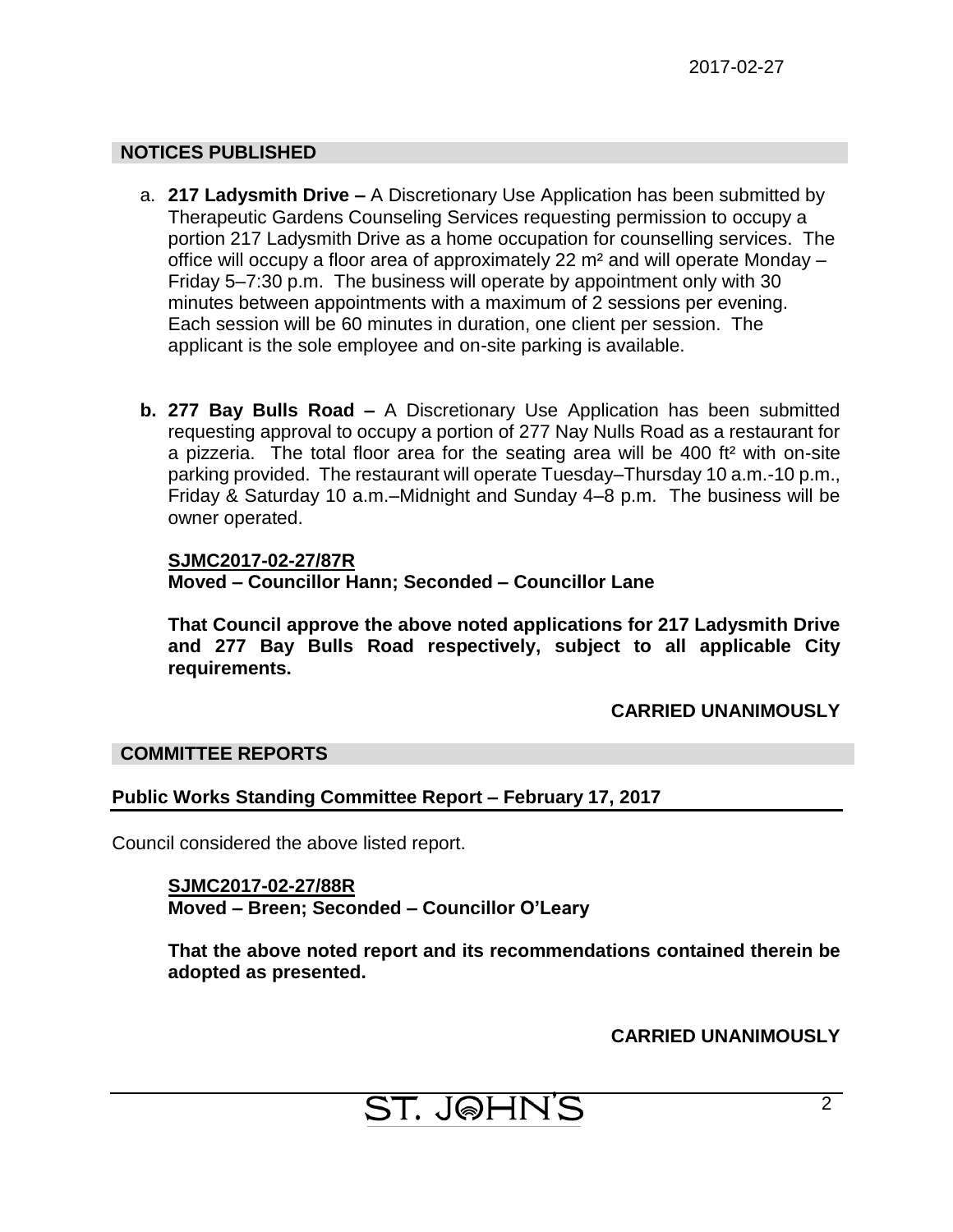## NOTICES PUBLISHED

a. **217 Ladysmith Drive –** A Discretionary Use Application has been submitted by Therapeutic Gardens Counseling Services requesting permission to occupy a portion 217 Ladysmith Drive as a home occupation for counselling services. The office will occupy a floor area of approximately 22 m² and will operate Monday – Friday 5–7:30 p.m. The business will operate by appointment only with 30 minutes between appointments with a maximum of 2 sessions per evening. Each session will be 60 minutes in duration, one client per session. The applicant is the sole employee and on-site parking is available.

**b. 277 Bay Bulls Road –** A Discretionary Use Application has been submitted requesting approval to occupy a portion of 277 Nay Nulls Road as a restaurant for a pizzeria. The total floor area for the seating area will be 400 ft² with on-site parking provided. The restaurant will operate Tuesday–Thursday 10 a.m.-10 p.m., Friday & Saturday 10 a.m.–Midnight and Sunday 4–8 p.m. The business will be owner operated.

**SJMC2017-02-27/87R**
**Moved – Councillor Hann; Seconded – Councillor Lane**

**That Council approve the above noted applications for 217 Ladysmith Drive and 277 Bay Bulls Road respectively, subject to all applicable City requirements.**

**CARRIED UNANIMOUSLY**

## COMMITTEE REPORTS

### Public Works Standing Committee Report – February 17, 2017

Council considered the above listed report.

**SJMC2017-02-27/88R**
**Moved – Breen; Seconded – Councillor O'Leary**

**That the above noted report and its recommendations contained therein be adopted as presented.**

**CARRIED UNANIMOUSLY**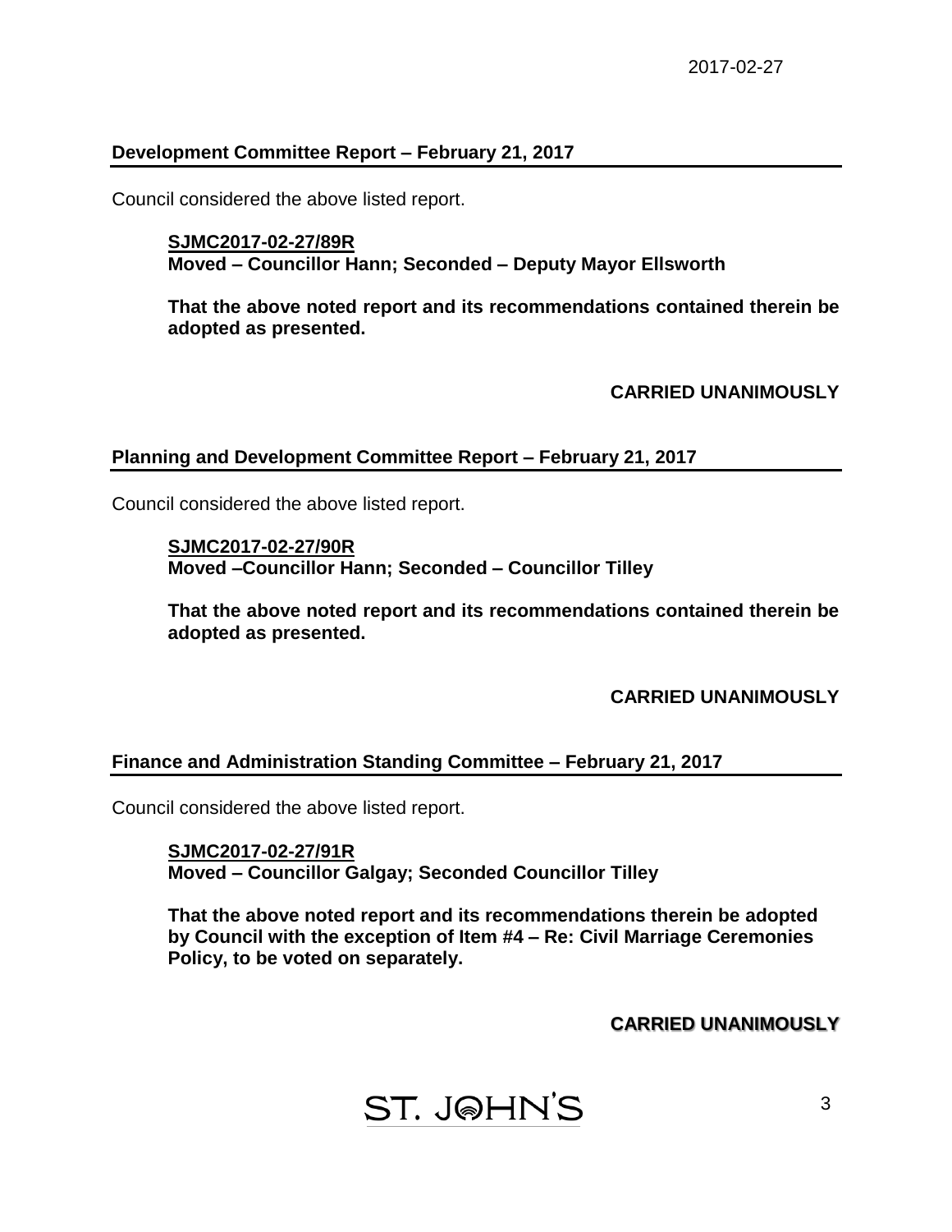2017-02-27

## Development Committee Report – February 21, 2017

Council considered the above listed report.

> **SJMC2017-02-27/89R**
> **Moved – Councillor Hann; Seconded – Deputy Mayor Ellsworth**
>
> **That the above noted report and its recommendations contained therein be adopted as presented.**

**CARRIED UNANIMOUSLY**

## Planning and Development Committee Report – February 21, 2017

Council considered the above listed report.

> **SJMC2017-02-27/90R**
> **Moved –Councillor Hann; Seconded – Councillor Tilley**
>
> **That the above noted report and its recommendations contained therein be adopted as presented.**

**CARRIED UNANIMOUSLY**

## Finance and Administration Standing Committee – February 21, 2017

Council considered the above listed report.

> **SJMC2017-02-27/91R**
> **Moved – Councillor Galgay; Seconded Councillor Tilley**
>
> **That the above noted report and its recommendations therein be adopted by Council with the exception of Item #4 – Re: Civil Marriage Ceremonies Policy, to be voted on separately.**

**CARRIED UNANIMOUSLY**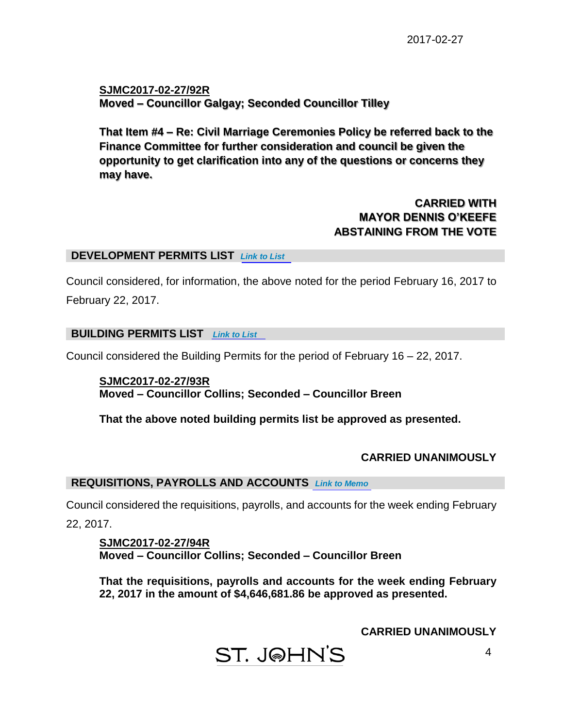**SJMC2017-02-27/92R**
**Moved – Councillor Galgay; Seconded Councillor Tilley**

**That Item #4 – Re: Civil Marriage Ceremonies Policy be referred back to the Finance Committee for further consideration and council be given the opportunity to get clarification into any of the questions or concerns they may have.**

**CARRIED WITH MAYOR DENNIS O'KEEFE ABSTAINING FROM THE VOTE**

## DEVELOPMENT PERMITS LIST *Link to List*

Council considered, for information, the above noted for the period February 16, 2017 to February 22, 2017.

## BUILDING PERMITS LIST *Link to List*

Council considered the Building Permits for the period of February 16 – 22, 2017.

**SJMC2017-02-27/93R**
**Moved – Councillor Collins; Seconded – Councillor Breen**

**That the above noted building permits list be approved as presented.**

**CARRIED UNANIMOUSLY**

## REQUISITIONS, PAYROLLS AND ACCOUNTS *Link to Memo*

Council considered the requisitions, payrolls, and accounts for the week ending February 22, 2017.

**SJMC2017-02-27/94R**
**Moved – Councillor Collins; Seconded – Councillor Breen**

**That the requisitions, payrolls and accounts for the week ending February 22, 2017 in the amount of $4,646,681.86 be approved as presented.**

**CARRIED UNANIMOUSLY**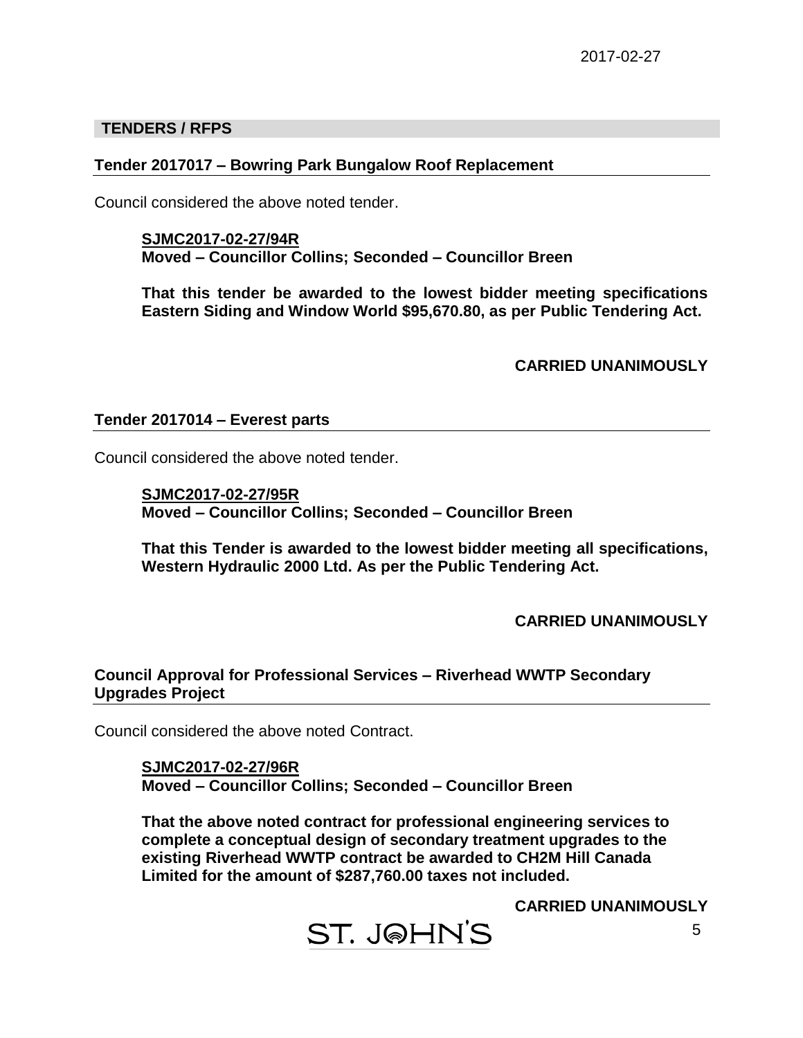## TENDERS / RFPS

### Tender 2017017 – Bowring Park Bungalow Roof Replacement

Council considered the above noted tender.

> **SJMC2017-02-27/94R**
> **Moved – Councillor Collins; Seconded – Councillor Breen**
>
> **That this tender be awarded to the lowest bidder meeting specifications Eastern Siding and Window World $95,670.80, as per Public Tendering Act.**

**CARRIED UNANIMOUSLY**

### Tender 2017014 – Everest parts

Council considered the above noted tender.

> **SJMC2017-02-27/95R**
> **Moved – Councillor Collins; Seconded – Councillor Breen**
>
> **That this Tender is awarded to the lowest bidder meeting all specifications, Western Hydraulic 2000 Ltd. As per the Public Tendering Act.**

**CARRIED UNANIMOUSLY**

### Council Approval for Professional Services – Riverhead WWTP Secondary Upgrades Project

Council considered the above noted Contract.

> **SJMC2017-02-27/96R**
> **Moved – Councillor Collins; Seconded – Councillor Breen**
>
> **That the above noted contract for professional engineering services to complete a conceptual design of secondary treatment upgrades to the existing Riverhead WWTP contract be awarded to CH2M Hill Canada Limited for the amount of $287,760.00 taxes not included.**

**CARRIED UNANIMOUSLY**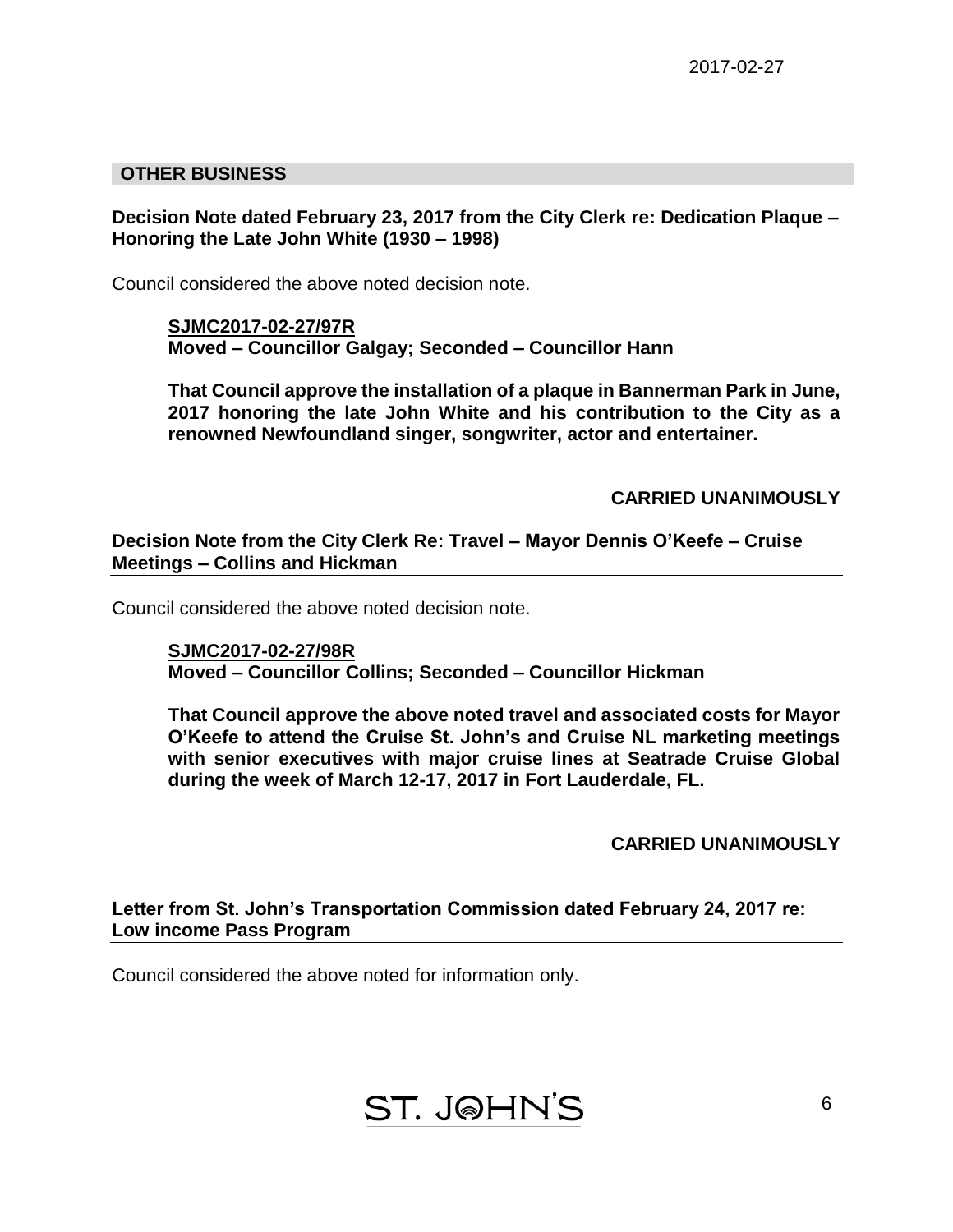## OTHER BUSINESS

**Decision Note dated February 23, 2017 from the City Clerk re: Dedication Plaque – Honoring the Late John White (1930 – 1998)**

Council considered the above noted decision note.

> **SJMC2017-02-27/97R**
> **Moved – Councillor Galgay; Seconded – Councillor Hann**
>
> **That Council approve the installation of a plaque in Bannerman Park in June, 2017 honoring the late John White and his contribution to the City as a renowned Newfoundland singer, songwriter, actor and entertainer.**
>
> **CARRIED UNANIMOUSLY**

**Decision Note from the City Clerk Re: Travel – Mayor Dennis O'Keefe – Cruise Meetings – Collins and Hickman**

Council considered the above noted decision note.

> **SJMC2017-02-27/98R**
> **Moved – Councillor Collins; Seconded – Councillor Hickman**
>
> **That Council approve the above noted travel and associated costs for Mayor O'Keefe to attend the Cruise St. John's and Cruise NL marketing meetings with senior executives with major cruise lines at Seatrade Cruise Global during the week of March 12-17, 2017 in Fort Lauderdale, FL.**
>
> **CARRIED UNANIMOUSLY**

**Letter from St. John's Transportation Commission dated February 24, 2017 re: Low income Pass Program**

Council considered the above noted for information only.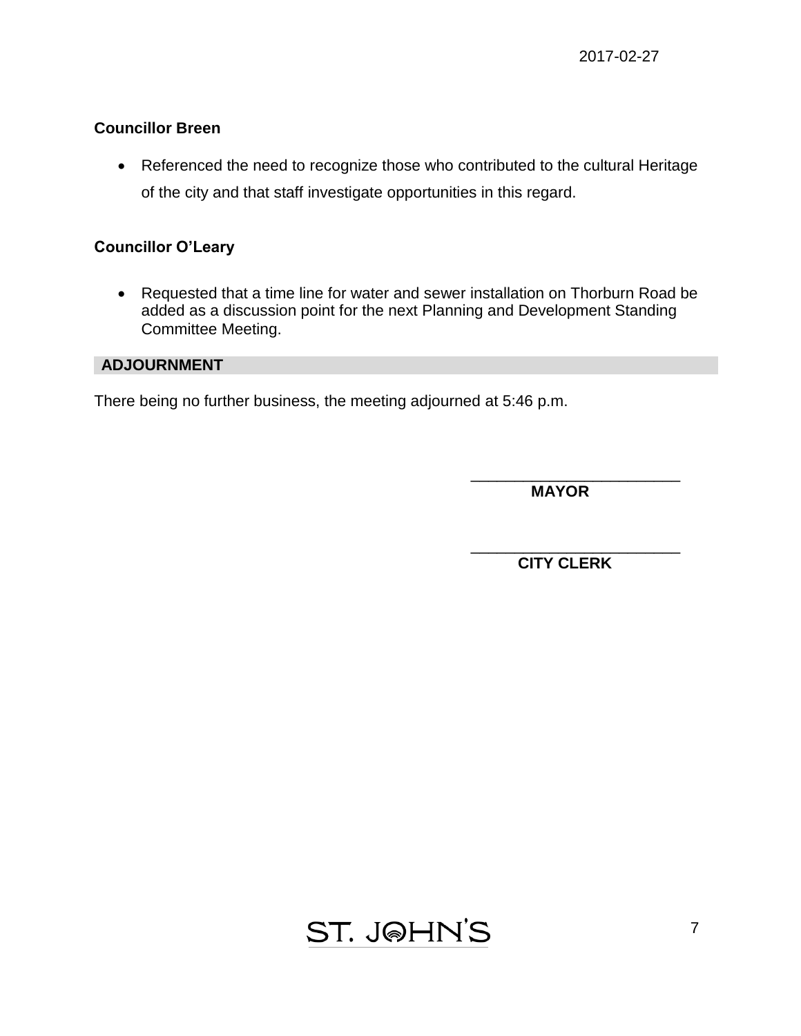**Councillor Breen**

- Referenced the need to recognize those who contributed to the cultural Heritage of the city and that staff investigate opportunities in this regard.

**Councillor O'Leary**

- Requested that a time line for water and sewer installation on Thorburn Road be added as a discussion point for the next Planning and Development Standing Committee Meeting.

## ADJOURNMENT

There being no further business, the meeting adjourned at 5:46 p.m.

\_\_\_\_\_\_\_\_\_\_\_\_\_\_\_\_\_\_\_\_\_\_\_\_\_\_
**MAYOR**

\_\_\_\_\_\_\_\_\_\_\_\_\_\_\_\_\_\_\_\_\_\_\_\_\_\_
**CITY CLERK**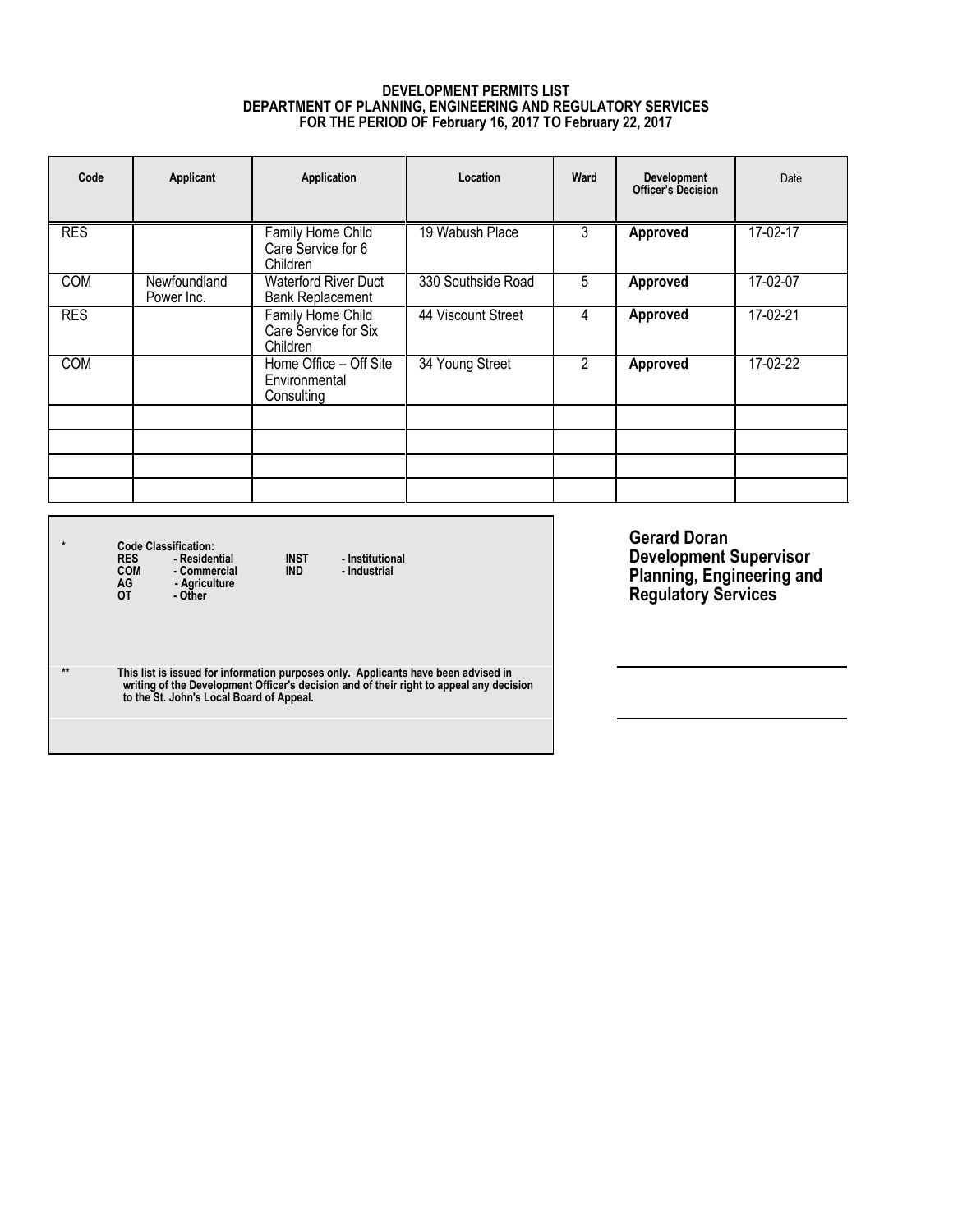**DEVELOPMENT PERMITS LIST**
**DEPARTMENT OF PLANNING, ENGINEERING AND REGULATORY SERVICES**
**FOR THE PERIOD OF February 16, 2017 TO February 22, 2017**

| Code | Applicant | Application | Location | Ward | Development Officer's Decision | Date |
|---|---|---|---|---|---|---|
| RES | | Family Home Child Care Service for 6 Children | 19 Wabush Place | 3 | **Approved** | 17-02-17 |
| COM | Newfoundland Power Inc. | Waterford River Duct Bank Replacement | 330 Southside Road | 5 | **Approved** | 17-02-07 |
| RES | | Family Home Child Care Service for Six Children | 44 Viscount Street | 4 | **Approved** | 17-02-21 |
| COM | | Home Office – Off Site Environmental Consulting | 34 Young Street | 2 | **Approved** | 17-02-22 |
| | | | | | | |
| | | | | | | |
| | | | | | | |
| | | | | | | |

\* **Code Classification:**
**RES - Residential**
**COM - Commercial**
**AG - Agriculture**
**OT - Other**
**INST - Institutional**
**IND - Industrial**

\*\* **This list is issued for information purposes only. Applicants have been advised in writing of the Development Officer's decision and of their right to appeal any decision to the St. John's Local Board of Appeal.**

**Gerard Doran**
**Development Supervisor**
**Planning, Engineering and Regulatory Services**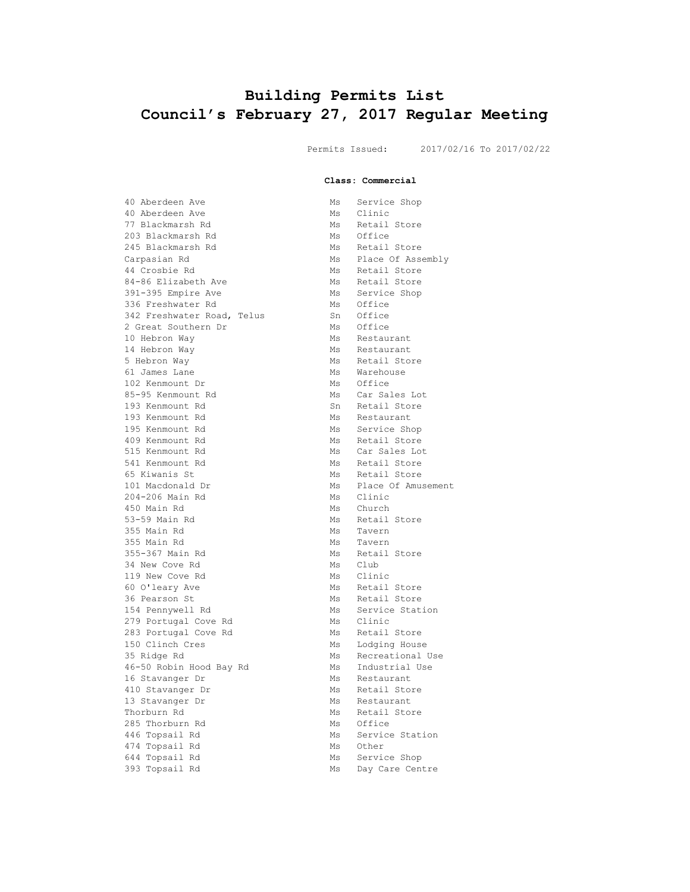# Building Permits List
# Council's February 27, 2017 Regular Meeting

Permits Issued: 2017/02/16 To 2017/02/22

**Class: Commercial**

| | | |
|---|---|---|
| 40 Aberdeen Ave | Ms | Service Shop |
| 40 Aberdeen Ave | Ms | Clinic |
| 77 Blackmarsh Rd | Ms | Retail Store |
| 203 Blackmarsh Rd | Ms | Office |
| 245 Blackmarsh Rd | Ms | Retail Store |
| Carpasian Rd | Ms | Place Of Assembly |
| 44 Crosbie Rd | Ms | Retail Store |
| 84-86 Elizabeth Ave | Ms | Retail Store |
| 391-395 Empire Ave | Ms | Service Shop |
| 336 Freshwater Rd | Ms | Office |
| 342 Freshwater Road, Telus | Sn | Office |
| 2 Great Southern Dr | Ms | Office |
| 10 Hebron Way | Ms | Restaurant |
| 14 Hebron Way | Ms | Restaurant |
| 5 Hebron Way | Ms | Retail Store |
| 61 James Lane | Ms | Warehouse |
| 102 Kenmount Dr | Ms | Office |
| 85-95 Kenmount Rd | Ms | Car Sales Lot |
| 193 Kenmount Rd | Sn | Retail Store |
| 193 Kenmount Rd | Ms | Restaurant |
| 195 Kenmount Rd | Ms | Service Shop |
| 409 Kenmount Rd | Ms | Retail Store |
| 515 Kenmount Rd | Ms | Car Sales Lot |
| 541 Kenmount Rd | Ms | Retail Store |
| 65 Kiwanis St | Ms | Retail Store |
| 101 Macdonald Dr | Ms | Place Of Amusement |
| 204-206 Main Rd | Ms | Clinic |
| 450 Main Rd | Ms | Church |
| 53-59 Main Rd | Ms | Retail Store |
| 355 Main Rd | Ms | Tavern |
| 355 Main Rd | Ms | Tavern |
| 355-367 Main Rd | Ms | Retail Store |
| 34 New Cove Rd | Ms | Club |
| 119 New Cove Rd | Ms | Clinic |
| 60 O'leary Ave | Ms | Retail Store |
| 36 Pearson St | Ms | Retail Store |
| 154 Pennywell Rd | Ms | Service Station |
| 279 Portugal Cove Rd | Ms | Clinic |
| 283 Portugal Cove Rd | Ms | Retail Store |
| 150 Clinch Cres | Ms | Lodging House |
| 35 Ridge Rd | Ms | Recreational Use |
| 46-50 Robin Hood Bay Rd | Ms | Industrial Use |
| 16 Stavanger Dr | Ms | Restaurant |
| 410 Stavanger Dr | Ms | Retail Store |
| 13 Stavanger Dr | Ms | Restaurant |
| Thorburn Rd | Ms | Retail Store |
| 285 Thorburn Rd | Ms | Office |
| 446 Topsail Rd | Ms | Service Station |
| 474 Topsail Rd | Ms | Other |
| 644 Topsail Rd | Ms | Service Shop |
| 393 Topsail Rd | Ms | Day Care Centre |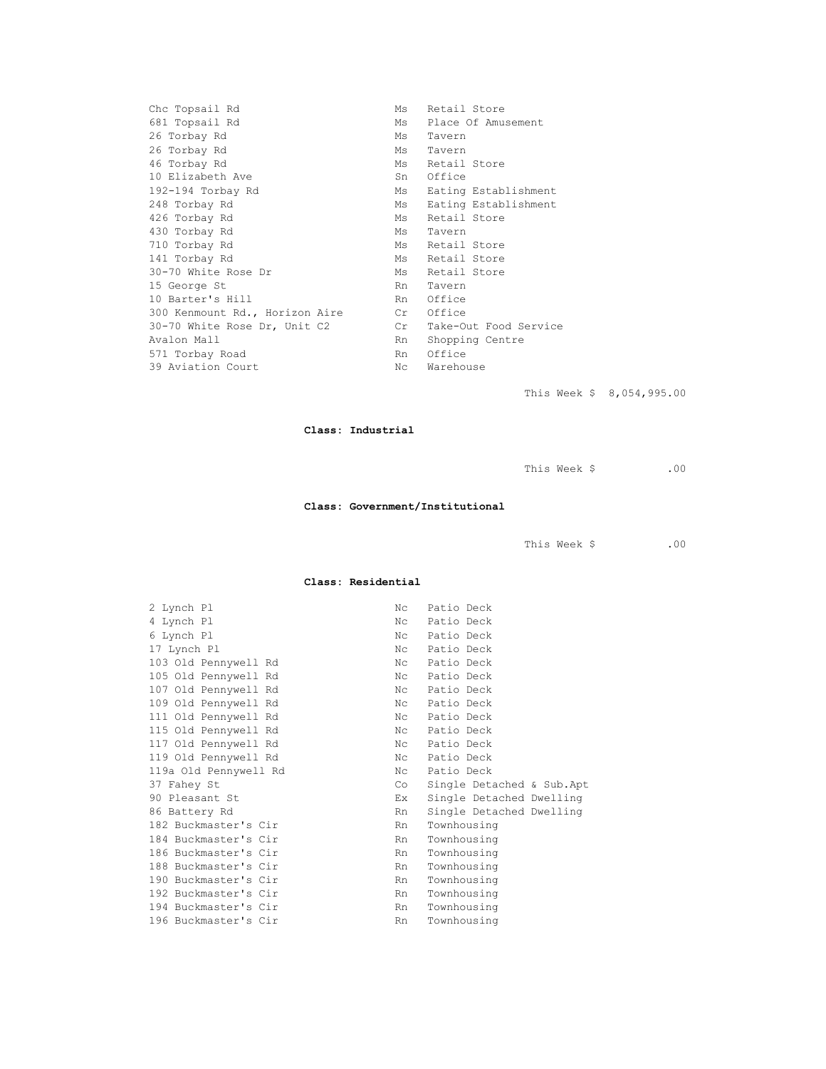| | | |
|---|---|---|
| Chc Topsail Rd | Ms | Retail Store |
| 681 Topsail Rd | Ms | Place Of Amusement |
| 26 Torbay Rd | Ms | Tavern |
| 26 Torbay Rd | Ms | Tavern |
| 46 Torbay Rd | Ms | Retail Store |
| 10 Elizabeth Ave | Sn | Office |
| 192-194 Torbay Rd | Ms | Eating Establishment |
| 248 Torbay Rd | Ms | Eating Establishment |
| 426 Torbay Rd | Ms | Retail Store |
| 430 Torbay Rd | Ms | Tavern |
| 710 Torbay Rd | Ms | Retail Store |
| 141 Torbay Rd | Ms | Retail Store |
| 30-70 White Rose Dr | Ms | Retail Store |
| 15 George St | Rn | Tavern |
| 10 Barter's Hill | Rn | Office |
| 300 Kenmount Rd., Horizon Aire | Cr | Office |
| 30-70 White Rose Dr, Unit C2 | Cr | Take-Out Food Service |
| Avalon Mall | Rn | Shopping Centre |
| 571 Torbay Road | Rn | Office |
| 39 Aviation Court | Nc | Warehouse |

This Week $ 8,054,995.00

**Class: Industrial**

This Week $ .00

**Class: Government/Institutional**

This Week $ .00

**Class: Residential**

| | | |
|---|---|---|
| 2 Lynch Pl | Nc | Patio Deck |
| 4 Lynch Pl | Nc | Patio Deck |
| 6 Lynch Pl | Nc | Patio Deck |
| 17 Lynch Pl | Nc | Patio Deck |
| 103 Old Pennywell Rd | Nc | Patio Deck |
| 105 Old Pennywell Rd | Nc | Patio Deck |
| 107 Old Pennywell Rd | Nc | Patio Deck |
| 109 Old Pennywell Rd | Nc | Patio Deck |
| 111 Old Pennywell Rd | Nc | Patio Deck |
| 115 Old Pennywell Rd | Nc | Patio Deck |
| 117 Old Pennywell Rd | Nc | Patio Deck |
| 119 Old Pennywell Rd | Nc | Patio Deck |
| 119a Old Pennywell Rd | Nc | Patio Deck |
| 37 Fahey St | Co | Single Detached & Sub.Apt |
| 90 Pleasant St | Ex | Single Detached Dwelling |
| 86 Battery Rd | Rn | Single Detached Dwelling |
| 182 Buckmaster's Cir | Rn | Townhousing |
| 184 Buckmaster's Cir | Rn | Townhousing |
| 186 Buckmaster's Cir | Rn | Townhousing |
| 188 Buckmaster's Cir | Rn | Townhousing |
| 190 Buckmaster's Cir | Rn | Townhousing |
| 192 Buckmaster's Cir | Rn | Townhousing |
| 194 Buckmaster's Cir | Rn | Townhousing |
| 196 Buckmaster's Cir | Rn | Townhousing |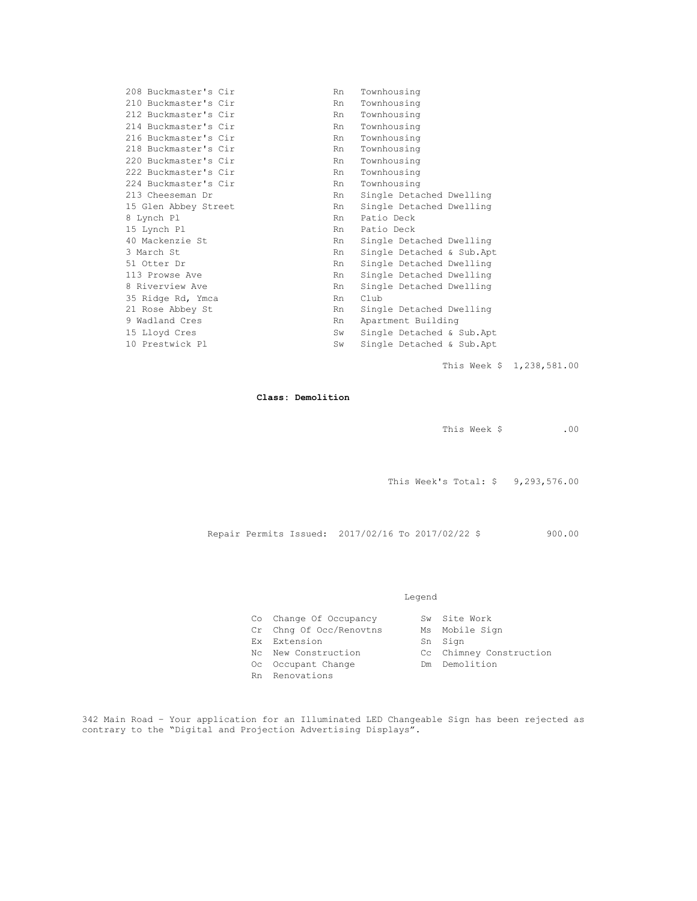| | | |
|---|---|---|
| 208 Buckmaster's Cir | Rn | Townhousing |
| 210 Buckmaster's Cir | Rn | Townhousing |
| 212 Buckmaster's Cir | Rn | Townhousing |
| 214 Buckmaster's Cir | Rn | Townhousing |
| 216 Buckmaster's Cir | Rn | Townhousing |
| 218 Buckmaster's Cir | Rn | Townhousing |
| 220 Buckmaster's Cir | Rn | Townhousing |
| 222 Buckmaster's Cir | Rn | Townhousing |
| 224 Buckmaster's Cir | Rn | Townhousing |
| 213 Cheeseman Dr | Rn | Single Detached Dwelling |
| 15 Glen Abbey Street | Rn | Single Detached Dwelling |
| 8 Lynch Pl | Rn | Patio Deck |
| 15 Lynch Pl | Rn | Patio Deck |
| 40 Mackenzie St | Rn | Single Detached Dwelling |
| 3 March St | Rn | Single Detached & Sub.Apt |
| 51 Otter Dr | Rn | Single Detached Dwelling |
| 113 Prowse Ave | Rn | Single Detached Dwelling |
| 8 Riverview Ave | Rn | Single Detached Dwelling |
| 35 Ridge Rd, Ymca | Rn | Club |
| 21 Rose Abbey St | Rn | Single Detached Dwelling |
| 9 Wadland Cres | Rn | Apartment Building |
| 15 Lloyd Cres | Sw | Single Detached & Sub.Apt |
| 10 Prestwick Pl | Sw | Single Detached & Sub.Apt |

This Week $ 1,238,581.00

**Class: Demolition**

This Week $ .00

This Week's Total: $ 9,293,576.00

Repair Permits Issued: 2017/02/16 To 2017/02/22 $ 900.00

Legend

| | | | |
|---|---|---|---|
| Co | Change Of Occupancy | Sw | Site Work |
| Cr | Chng Of Occ/Renovtns | Ms | Mobile Sign |
| Ex | Extension | Sn | Sign |
| Nc | New Construction | Cc | Chimney Construction |
| Oc | Occupant Change | Dm | Demolition |
| Rn | Renovations | | |

342 Main Road – Your application for an Illuminated LED Changeable Sign has been rejected as contrary to the "Digital and Projection Advertising Displays".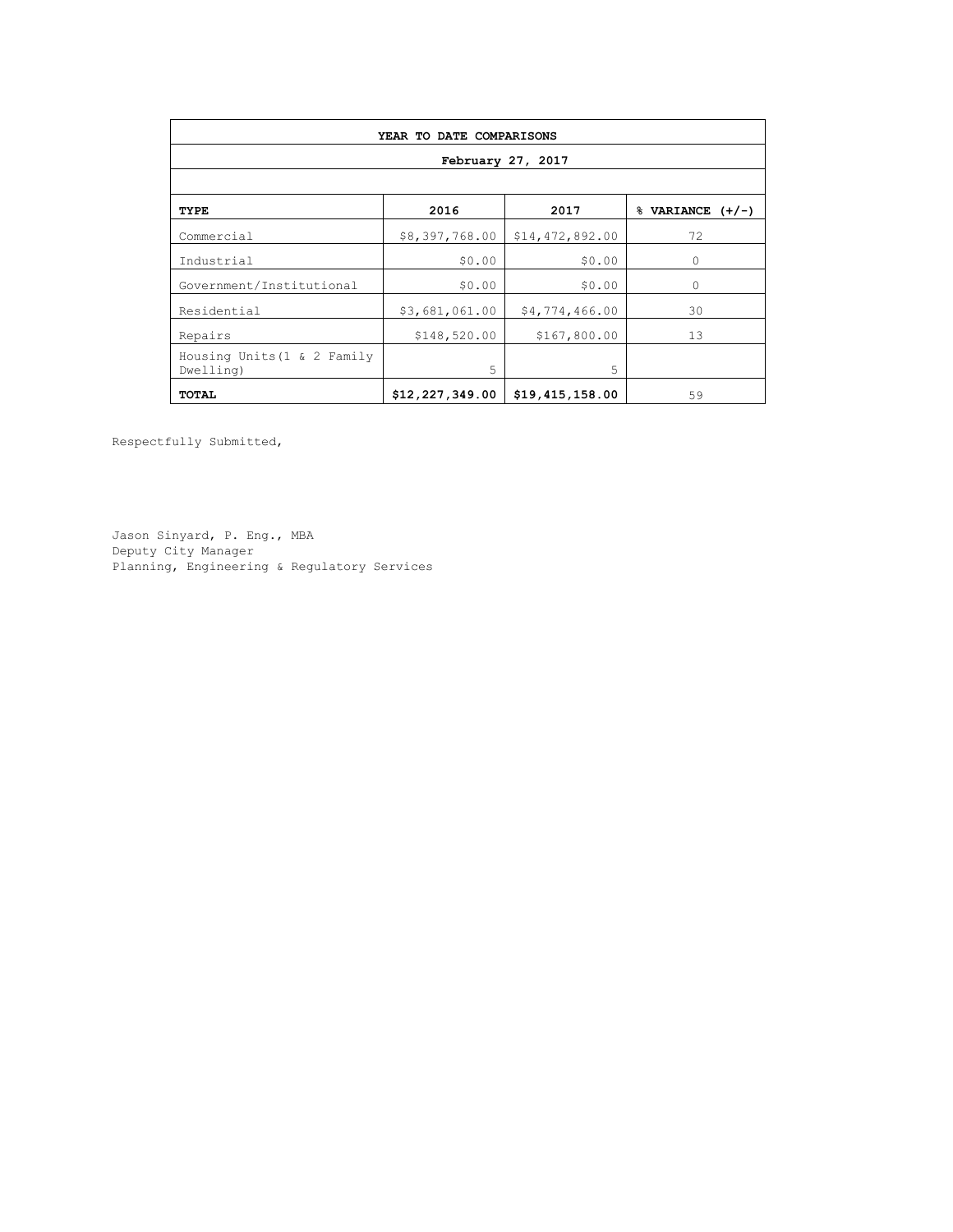| YEAR TO DATE COMPARISONS | | | |
|---|---|---|---|
| **February 27, 2017** | | | |
| | | | |
| **TYPE** | **2016** | **2017** | **% VARIANCE (+/-)** |
| Commercial | $8,397,768.00 | $14,472,892.00 | 72 |
| Industrial | $0.00 | $0.00 | 0 |
| Government/Institutional | $0.00 | $0.00 | 0 |
| Residential | $3,681,061.00 | $4,774,466.00 | 30 |
| Repairs | $148,520.00 | $167,800.00 | 13 |
| Housing Units(1 & 2 Family Dwelling) | 5 | 5 | |
| **TOTAL** | **$12,227,349.00** | **$19,415,158.00** | 59 |

Respectfully Submitted,

Jason Sinyard, P. Eng., MBA
Deputy City Manager
Planning, Engineering & Regulatory Services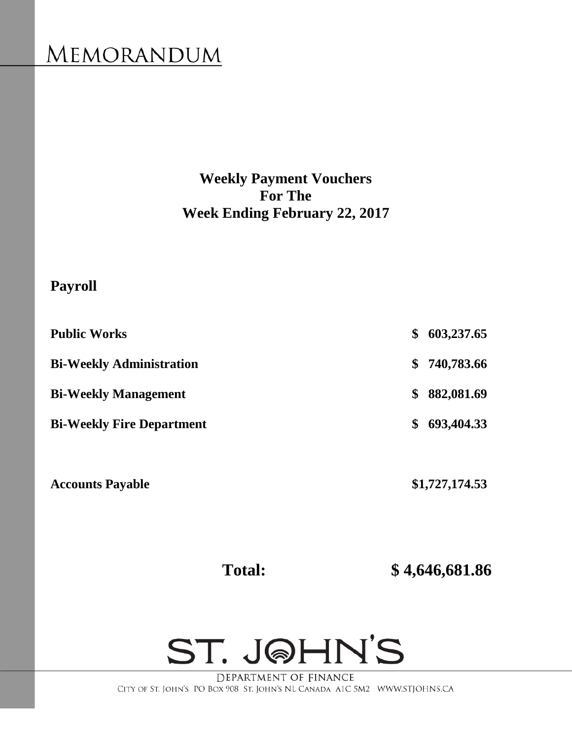# Memorandum

## Weekly Payment Vouchers For The Week Ending February 22, 2017

### Payroll

| | |
|---|---|
| **Public Works** | **$ 603,237.65** |
| **Bi-Weekly Administration** | **$ 740,783.66** |
| **Bi-Weekly Management** | **$ 882,081.69** |
| **Bi-Weekly Fire Department** | **$ 693,404.33** |
| **Accounts Payable** | **$1,727,174.53** |
| **Total:** | **$ 4,646,681.86** |

ST. JOHN'S

DEPARTMENT OF FINANCE

CITY OF ST. JOHN'S PO BOX 908 ST. JOHN'S NL CANADA A1C 5M2 WWW.STJOHNS.CA